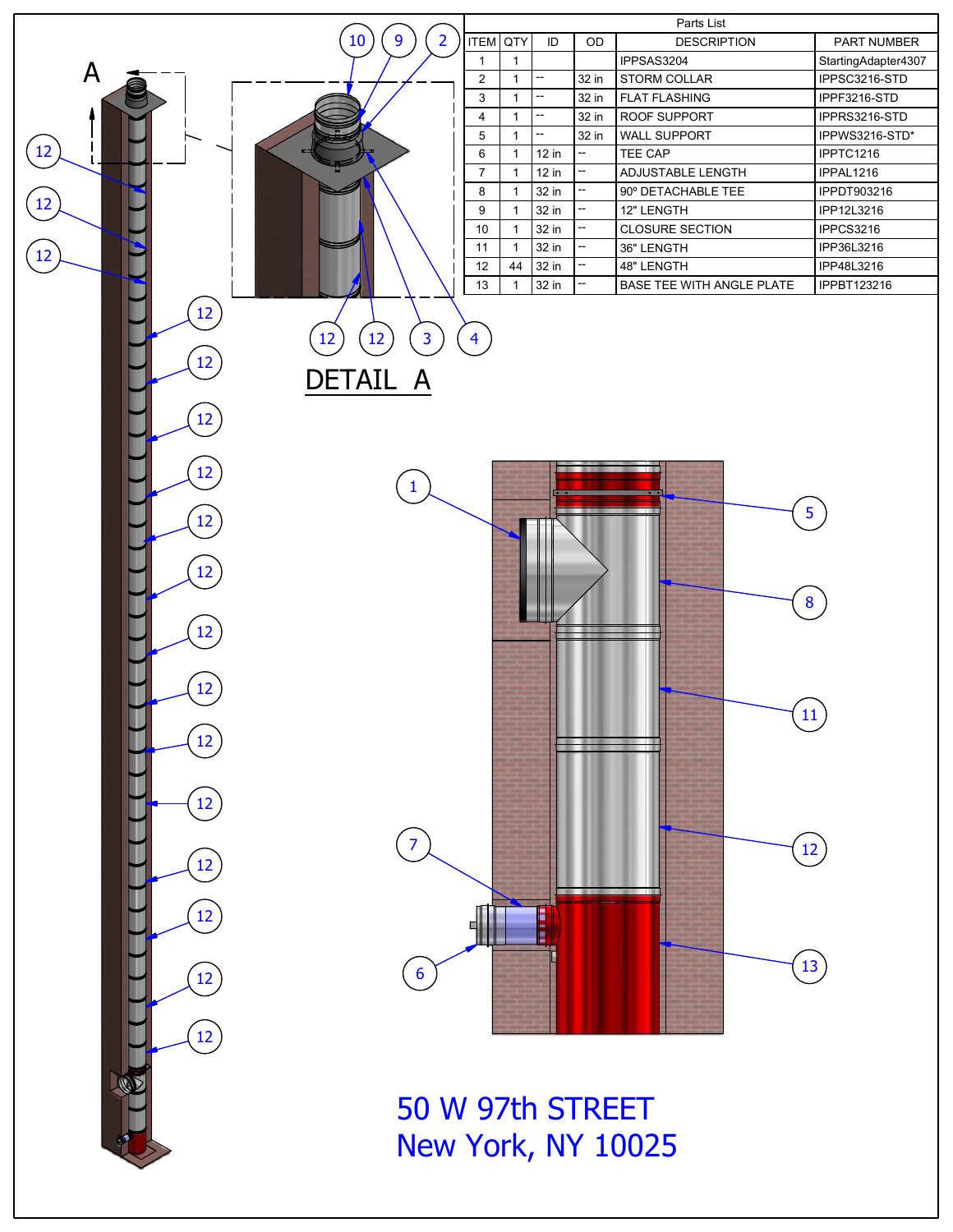| Parts List | | | | | |
|---|---|---|---|---|---|
| ITEM | QTY | ID | OD | DESCRIPTION | PART NUMBER |
| 1 | 1 | | | IPPSAS3204 | StartingAdapter4307 |
| 2 | 1 | -- | 32 in | STORM COLLAR | IPPSC3216-STD |
| 3 | 1 | -- | 32 in | FLAT FLASHING | IPPF3216-STD |
| 4 | 1 | -- | 32 in | ROOF SUPPORT | IPPRS3216-STD |
| 5 | 1 | -- | 32 in | WALL SUPPORT | IPPWS3216-STD* |
| 6 | 1 | 12 in | -- | TEE CAP | IPPTC1216 |
| 7 | 1 | 12 in | -- | ADJUSTABLE LENGTH | IPPAL1216 |
| 8 | 1 | 32 in | -- | 90º DETACHABLE TEE | IPPDT903216 |
| 9 | 1 | 32 in | -- | 12" LENGTH | IPP12L3216 |
| 10 | 1 | 32 in | -- | CLOSURE SECTION | IPPCS3216 |
| 11 | 1 | 32 in | -- | 36" LENGTH | IPP36L3216 |
| 12 | 44 | 32 in | -- | 48" LENGTH | IPP48L3216 |
| 13 | 1 | 32 in | -- | BASE TEE WITH ANGLE PLATE | IPPBT123216 |

A

DETAIL A

50 W 97th STREET
New York, NY 10025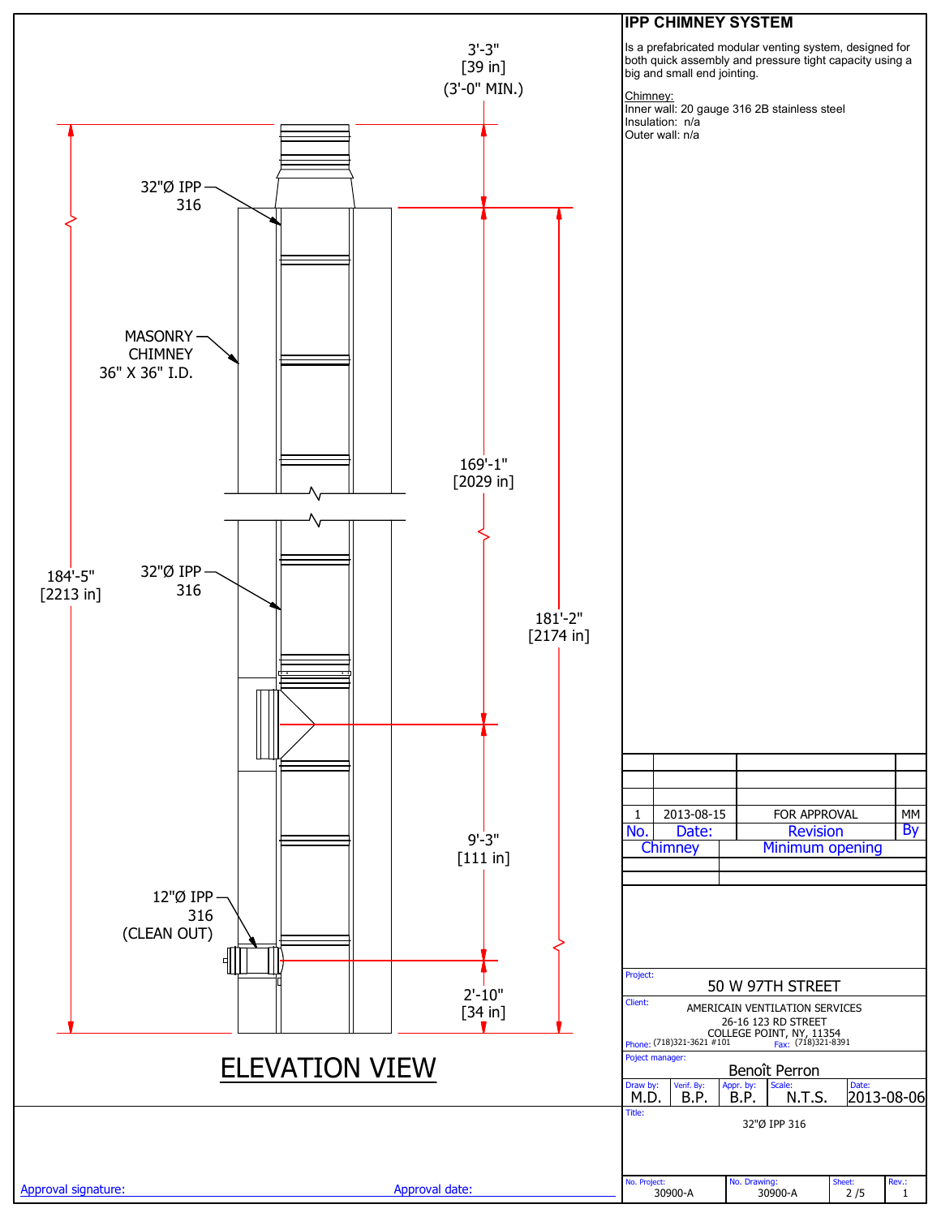## IPP CHIMNEY SYSTEM

Is a prefabricated modular venting system, designed for both quick assembly and pressure tight capacity using a big and small end jointing.

Chimney:
Inner wall: 20 gauge 316 2B stainless steel
Insulation: n/a
Outer wall: n/a

3'-3"
[39 in]
(3'-0" MIN.)

32"Ø IPP
316

MASONRY
CHIMNEY
36" X 36" I.D.

169'-1"
[2029 in]

184'-5"
[2213 in]

32"Ø IPP
316

181'-2"
[2174 in]

9'-3"
[111 in]

12"Ø IPP
316
(CLEAN OUT)

2'-10"
[34 in]

ELEVATION VIEW

| No. | Date: | Revision | By |
|---|---|---|---|
| | | | |
| | | | |
| 1 | 2013-08-15 | FOR APPROVAL | MM |

| Chimney | Minimum opening |
|---|---|
| | |
| | |

Project: 50 W 97TH STREET

Client: AMERICAIN VENTILATION SERVICES
26-16 123 RD STREET
COLLEGE POINT, NY, 11354
Phone: (718)321-3621 #101 Fax: (718)321-8391

Poject manager: Benoît Perron

| Draw by: | Verif. By: | Appr. by: | Scale: | Date: |
|---|---|---|---|---|
| M.D. | B.P. | B.P. | N.T.S. | 2013-08-06 |

Title: 32"Ø IPP 316

| No. Project: | No. Drawing: | Sheet: | Rev.: |
|---|---|---|---|
| 30900-A | 30900-A | 2 /5 | 1 |

Approval signature: Approval date: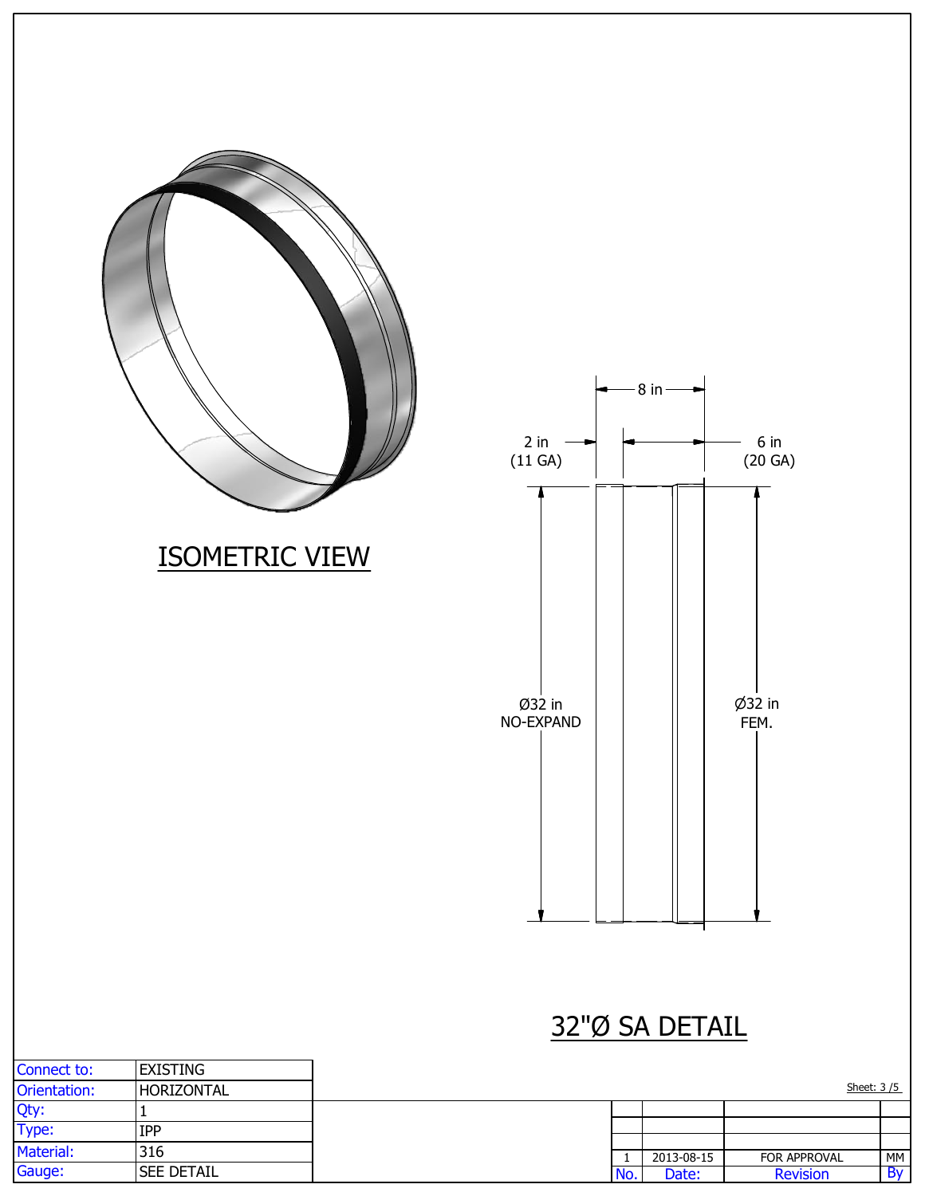## ISOMETRIC VIEW

8 in

2 in
(11 GA)

6 in
(20 GA)

Ø32 in
NO-EXPAND

Ø32 in
FEM.

## 32"Ø SA DETAIL

| | |
|---|---|
| Connect to: | EXISTING |
| Orientation: | HORIZONTAL |
| Qty: | 1 |
| Type: | IPP |
| Material: | 316 |
| Gauge: | SEE DETAIL |

Sheet: 3 /5

| | | | |
|---|---|---|---|
| | | | |
| | | | |
| 1 | 2013-08-15 | FOR APPROVAL | MM |
| No. | Date: | Revision | By |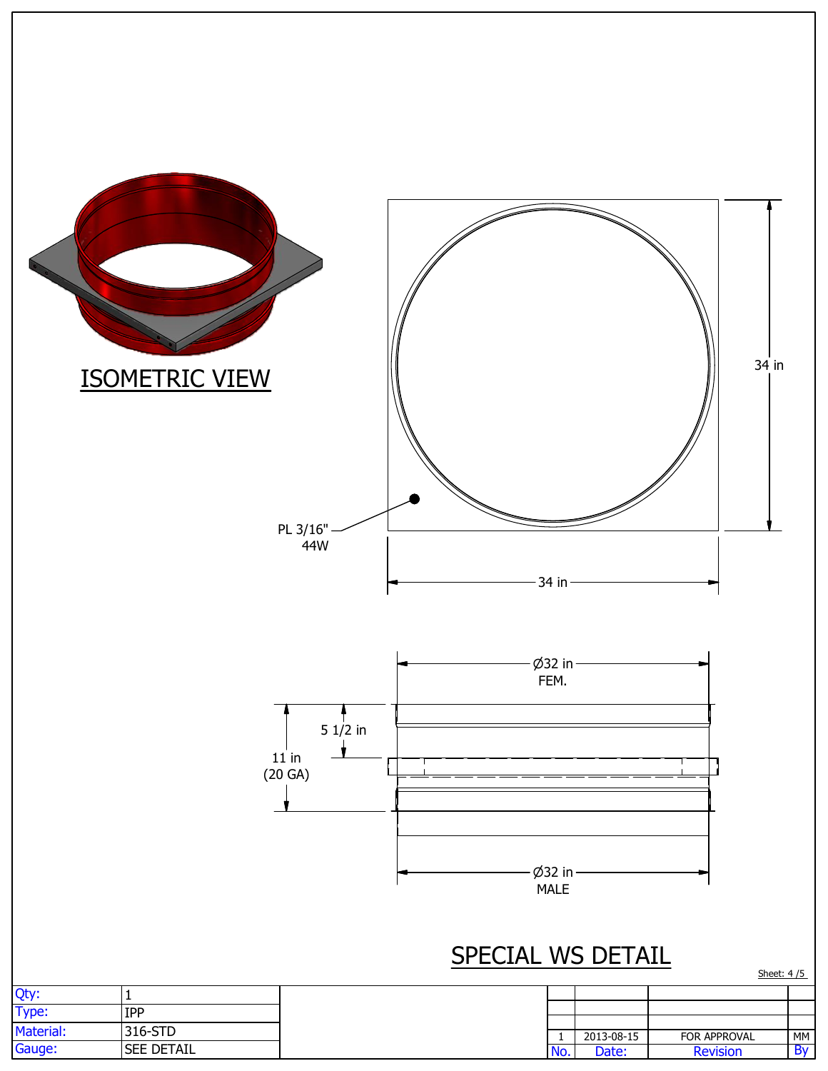ISOMETRIC VIEW

PL 3/16"
44W

34 in

34 in

Ø32 in
FEM.

5 1/2 in

11 in
(20 GA)

Ø32 in
MALE

## SPECIAL WS DETAIL

| | |
|---|---|
| Qty: | 1 |
| Type: | IPP |
| Material: | 316-STD |
| Gauge: | SEE DETAIL |

| No. | Date: | Revision | By |
|---|---|---|---|
| 1 | 2013-08-15 | FOR APPROVAL | MM |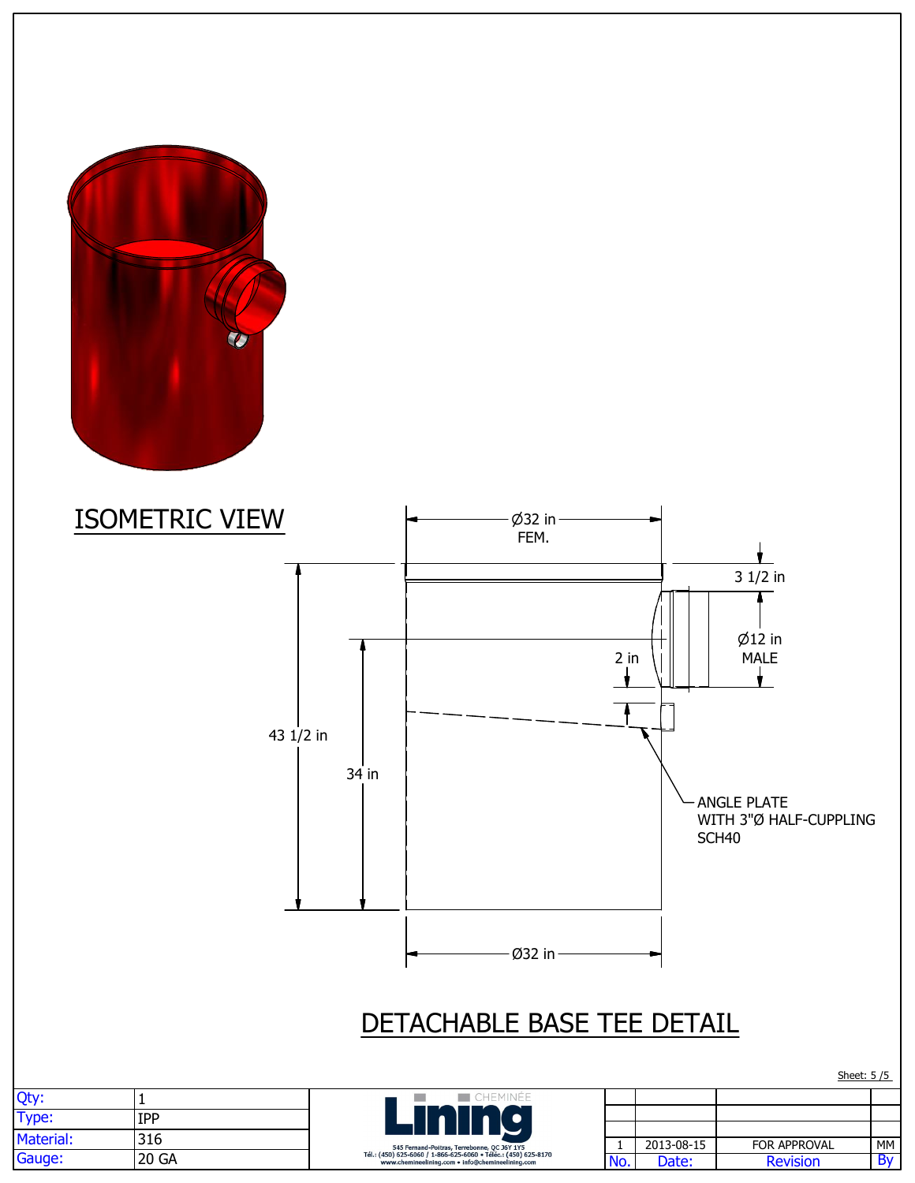ISOMETRIC VIEW

Ø32 in
FEM.

3 1/2 in

Ø12 in
MALE

2 in

43 1/2 in

34 in

ANGLE PLATE
WITH 3"Ø HALF-CUPPLING
SCH40

Ø32 in

DETACHABLE BASE TEE DETAIL

Sheet: 5 /5

| | |
|---|---|
| Qty: | 1 |
| Type: | IPP |
| Material: | 316 |
| Gauge: | 20 GA |

CHEMINÉE
Lining
545 Fernand-Poitras, Terrebonne, QC J6Y 1Y5
Tél.: (450) 625-6060 / 1-866-625-6060 • Téléc.: (450) 625-8170
www.chemineelining.com • info@chemineelining.com

| No. | Date: | Revision | By |
|---|---|---|---|
| 1 | 2013-08-15 | FOR APPROVAL | MM |